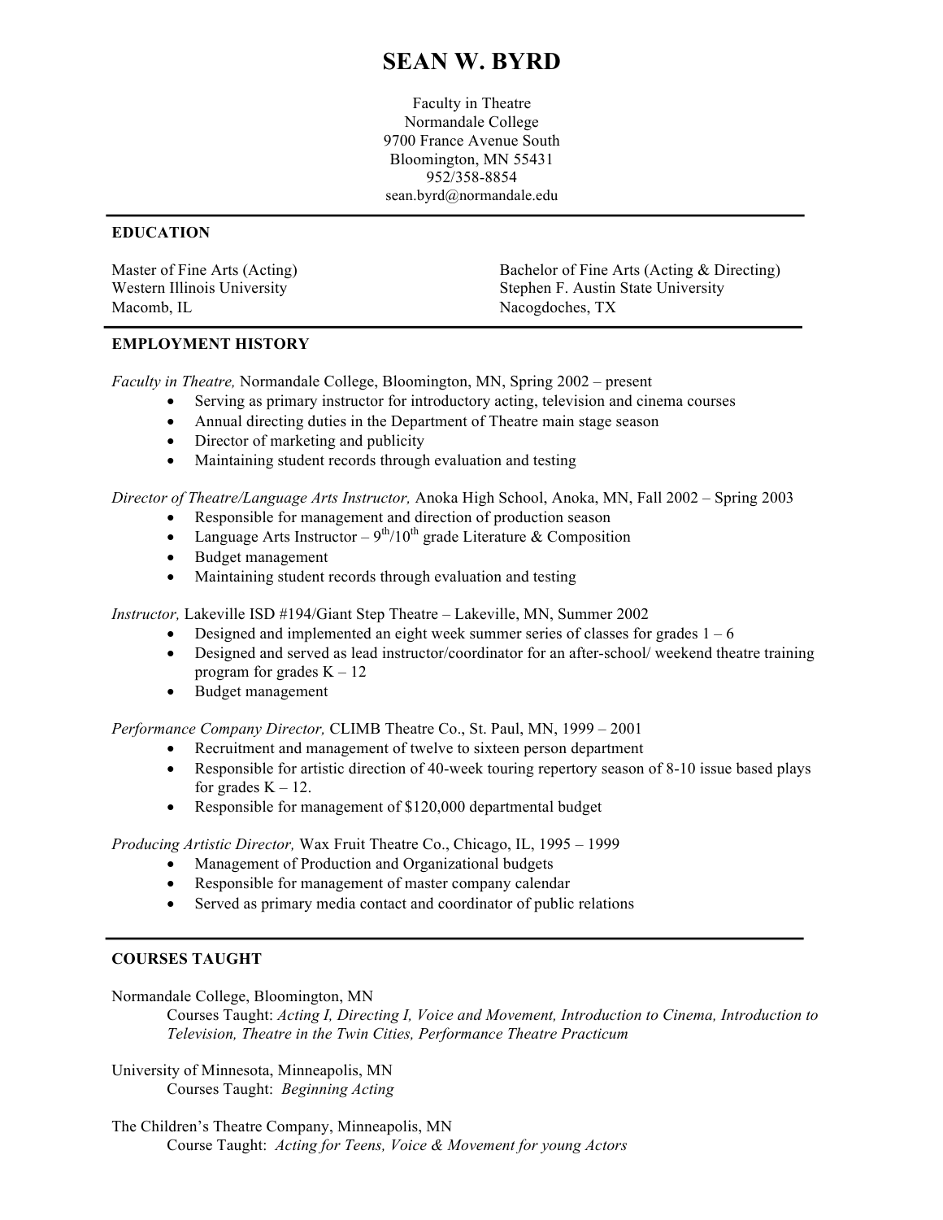# SEAN W. BYRD

Faculty in Theatre
Normandale College
9700 France Avenue South
Bloomington, MN 55431
952/358-8854
sean.byrd@normandale.edu

## EDUCATION

Master of Fine Arts (Acting)
Western Illinois University
Macomb, IL

Bachelor of Fine Arts (Acting & Directing)
Stephen F. Austin State University
Nacogdoches, TX

## EMPLOYMENT HISTORY

*Faculty in Theatre,* Normandale College, Bloomington, MN, Spring 2002 – present

- Serving as primary instructor for introductory acting, television and cinema courses
- Annual directing duties in the Department of Theatre main stage season
- Director of marketing and publicity
- Maintaining student records through evaluation and testing

*Director of Theatre/Language Arts Instructor,* Anoka High School, Anoka, MN, Fall 2002 – Spring 2003

- Responsible for management and direction of production season
- Language Arts Instructor – 9th/10th grade Literature & Composition
- Budget management
- Maintaining student records through evaluation and testing

*Instructor,* Lakeville ISD #194/Giant Step Theatre – Lakeville, MN, Summer 2002

- Designed and implemented an eight week summer series of classes for grades 1 – 6
- Designed and served as lead instructor/coordinator for an after-school/ weekend theatre training program for grades K – 12
- Budget management

*Performance Company Director,* CLIMB Theatre Co., St. Paul, MN, 1999 – 2001

- Recruitment and management of twelve to sixteen person department
- Responsible for artistic direction of 40-week touring repertory season of 8-10 issue based plays for grades K – 12.
- Responsible for management of $120,000 departmental budget

*Producing Artistic Director,* Wax Fruit Theatre Co., Chicago, IL, 1995 – 1999

- Management of Production and Organizational budgets
- Responsible for management of master company calendar
- Served as primary media contact and coordinator of public relations

## COURSES TAUGHT

Normandale College, Bloomington, MN
Courses Taught: *Acting I, Directing I, Voice and Movement, Introduction to Cinema, Introduction to Television, Theatre in the Twin Cities, Performance Theatre Practicum*

University of Minnesota, Minneapolis, MN
Courses Taught: *Beginning Acting*

The Children's Theatre Company, Minneapolis, MN
Course Taught: *Acting for Teens, Voice & Movement for young Actors*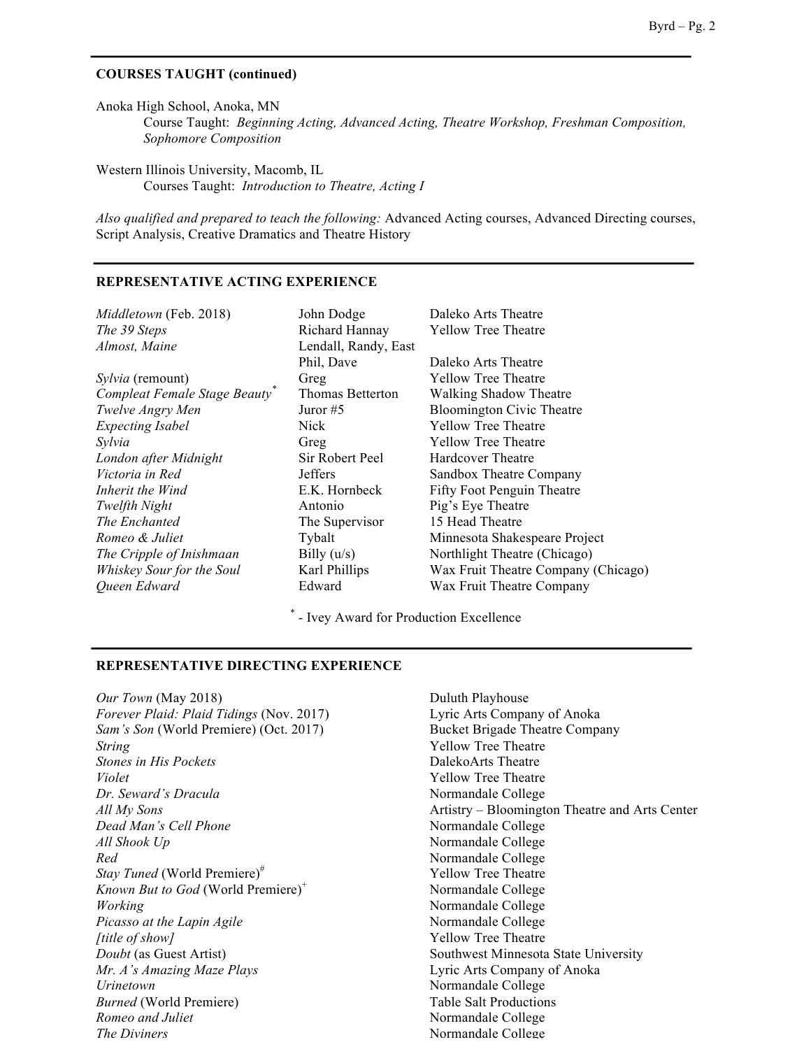## COURSES TAUGHT (continued)

Anoka High School, Anoka, MN
Course Taught: *Beginning Acting, Advanced Acting, Theatre Workshop, Freshman Composition, Sophomore Composition*

Western Illinois University, Macomb, IL
Courses Taught: *Introduction to Theatre, Acting I*

*Also qualified and prepared to teach the following:* Advanced Acting courses, Advanced Directing courses, Script Analysis, Creative Dramatics and Theatre History

## REPRESENTATIVE ACTING EXPERIENCE

| | | |
|---|---|---|
| *Middletown* (Feb. 2018) | John Dodge | Daleko Arts Theatre |
| *The 39 Steps* | Richard Hannay | Yellow Tree Theatre |
| *Almost, Maine* | Lendall, Randy, East Phil, Dave | Daleko Arts Theatre |
| *Sylvia* (remount) | Greg | Yellow Tree Theatre |
| *Compleat Female Stage Beauty* * | Thomas Betterton | Walking Shadow Theatre |
| *Twelve Angry Men* | Juror #5 | Bloomington Civic Theatre |
| *Expecting Isabel* | Nick | Yellow Tree Theatre |
| *Sylvia* | Greg | Yellow Tree Theatre |
| *London after Midnight* | Sir Robert Peel | Hardcover Theatre |
| *Victoria in Red* | Jeffers | Sandbox Theatre Company |
| *Inherit the Wind* | E.K. Hornbeck | Fifty Foot Penguin Theatre |
| *Twelfth Night* | Antonio | Pig's Eye Theatre |
| *The Enchanted* | The Supervisor | 15 Head Theatre |
| *Romeo & Juliet* | Tybalt | Minnesota Shakespeare Project |
| *The Cripple of Inishmaan* | Billy (u/s) | Northlight Theatre (Chicago) |
| *Whiskey Sour for the Soul* | Karl Phillips | Wax Fruit Theatre Company (Chicago) |
| *Queen Edward* | Edward | Wax Fruit Theatre Company |

\* - Ivey Award for Production Excellence

## REPRESENTATIVE DIRECTING EXPERIENCE

| | |
|---|---|
| *Our Town* (May 2018) | Duluth Playhouse |
| *Forever Plaid: Plaid Tidings* (Nov. 2017) | Lyric Arts Company of Anoka |
| *Sam's Son* (World Premiere) (Oct. 2017) | Bucket Brigade Theatre Company |
| *String* | Yellow Tree Theatre |
| *Stones in His Pockets* | DalekoArts Theatre |
| *Violet* | Yellow Tree Theatre |
| *Dr. Seward's Dracula* | Normandale College |
| *All My Sons* | Artistry – Bloomington Theatre and Arts Center |
| *Dead Man's Cell Phone* | Normandale College |
| *All Shook Up* | Normandale College |
| *Red* | Normandale College |
| *Stay Tuned* (World Premiere)# | Yellow Tree Theatre |
| *Known But to God* (World Premiere)+ | Normandale College |
| *Working* | Normandale College |
| *Picasso at the Lapin Agile* | Normandale College |
| *[title of show]* | Yellow Tree Theatre |
| *Doubt* (as Guest Artist) | Southwest Minnesota State University |
| *Mr. A's Amazing Maze Plays* | Lyric Arts Company of Anoka |
| *Urinetown* | Normandale College |
| *Burned* (World Premiere) | Table Salt Productions |
| *Romeo and Juliet* | Normandale College |
| *The Diviners* | Normandale College |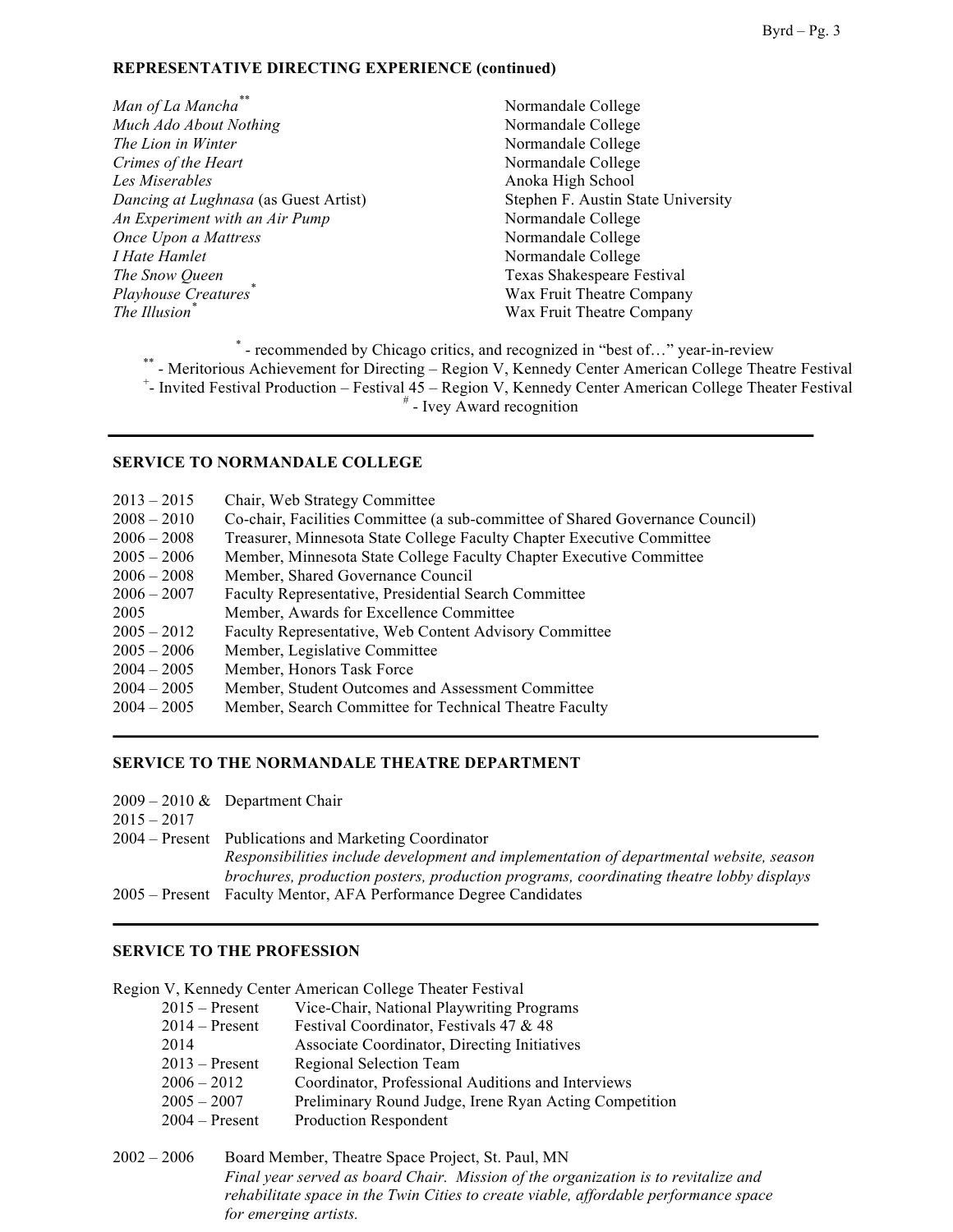**REPRESENTATIVE DIRECTING EXPERIENCE (continued)**

| | |
|---|---|
| *Man of La Mancha*** | Normandale College |
| *Much Ado About Nothing* | Normandale College |
| *The Lion in Winter* | Normandale College |
| *Crimes of the Heart* | Normandale College |
| *Les Miserables* | Anoka High School |
| *Dancing at Lughnasa* (as Guest Artist) | Stephen F. Austin State University |
| *An Experiment with an Air Pump* | Normandale College |
| *Once Upon a Mattress* | Normandale College |
| *I Hate Hamlet* | Normandale College |
| *The Snow Queen* | Texas Shakespeare Festival |
| *Playhouse Creatures** | Wax Fruit Theatre Company |
| *The Illusion** | Wax Fruit Theatre Company |

\* - recommended by Chicago critics, and recognized in "best of…" year-in-review
** - Meritorious Achievement for Directing – Region V, Kennedy Center American College Theatre Festival
+- Invited Festival Production – Festival 45 – Region V, Kennedy Center American College Theater Festival
# - Ivey Award recognition

---

**SERVICE TO NORMANDALE COLLEGE**

- 2013 – 2015 Chair, Web Strategy Committee
- 2008 – 2010 Co-chair, Facilities Committee (a sub-committee of Shared Governance Council)
- 2006 – 2008 Treasurer, Minnesota State College Faculty Chapter Executive Committee
- 2005 – 2006 Member, Minnesota State College Faculty Chapter Executive Committee
- 2006 – 2008 Member, Shared Governance Council
- 2006 – 2007 Faculty Representative, Presidential Search Committee
- 2005 Member, Awards for Excellence Committee
- 2005 – 2012 Faculty Representative, Web Content Advisory Committee
- 2005 – 2006 Member, Legislative Committee
- 2004 – 2005 Member, Honors Task Force
- 2004 – 2005 Member, Student Outcomes and Assessment Committee
- 2004 – 2005 Member, Search Committee for Technical Theatre Faculty

---

**SERVICE TO THE NORMANDALE THEATRE DEPARTMENT**

- 2009 – 2010 & 2015 – 2017 Department Chair
- 2004 – Present Publications and Marketing Coordinator
  *Responsibilities include development and implementation of departmental website, season brochures, production posters, production programs, coordinating theatre lobby displays*
- 2005 – Present Faculty Mentor, AFA Performance Degree Candidates

---

**SERVICE TO THE PROFESSION**

Region V, Kennedy Center American College Theater Festival

- 2015 – Present Vice-Chair, National Playwriting Programs
- 2014 – Present Festival Coordinator, Festivals 47 & 48
- 2014 Associate Coordinator, Directing Initiatives
- 2013 – Present Regional Selection Team
- 2006 – 2012 Coordinator, Professional Auditions and Interviews
- 2005 – 2007 Preliminary Round Judge, Irene Ryan Acting Competition
- 2004 – Present Production Respondent

2002 – 2006 Board Member, Theatre Space Project, St. Paul, MN
*Final year served as board Chair. Mission of the organization is to revitalize and rehabilitate space in the Twin Cities to create viable, affordable performance space for emerging artists.*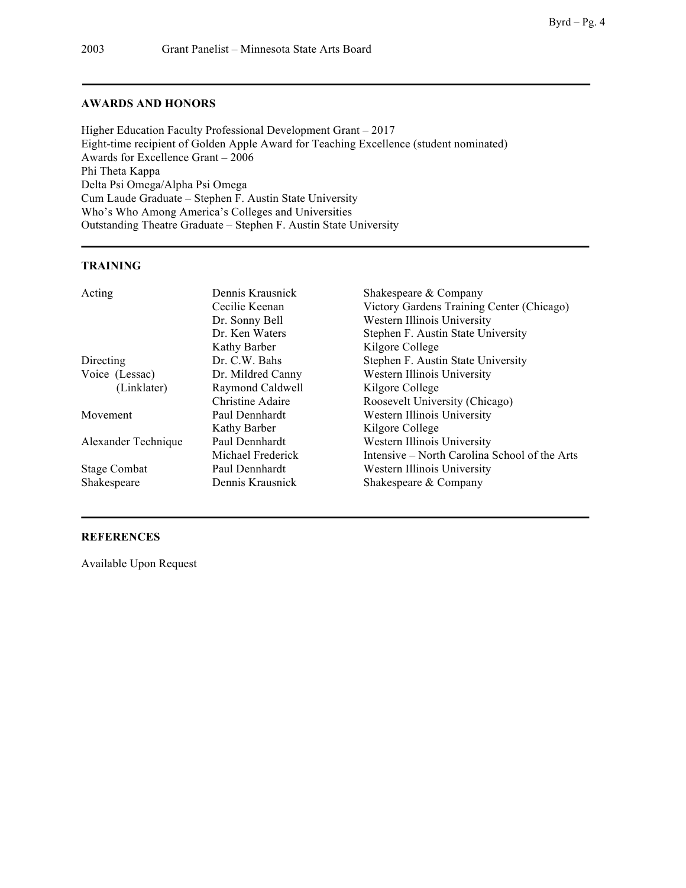2003 Grant Panelist – Minnesota State Arts Board

---

**AWARDS AND HONORS**

Higher Education Faculty Professional Development Grant – 2017
Eight-time recipient of Golden Apple Award for Teaching Excellence (student nominated)
Awards for Excellence Grant – 2006
Phi Theta Kappa
Delta Psi Omega/Alpha Psi Omega
Cum Laude Graduate – Stephen F. Austin State University
Who's Who Among America's Colleges and Universities
Outstanding Theatre Graduate – Stephen F. Austin State University

---

**TRAINING**

| | | |
|---|---|---|
| Acting | Dennis Krausnick | Shakespeare & Company |
| | Cecilie Keenan | Victory Gardens Training Center (Chicago) |
| | Dr. Sonny Bell | Western Illinois University |
| | Dr. Ken Waters | Stephen F. Austin State University |
| | Kathy Barber | Kilgore College |
| Directing | Dr. C.W. Bahs | Stephen F. Austin State University |
| Voice (Lessac) | Dr. Mildred Canny | Western Illinois University |
| (Linklater) | Raymond Caldwell | Kilgore College |
| | Christine Adaire | Roosevelt University (Chicago) |
| Movement | Paul Dennhardt | Western Illinois University |
| | Kathy Barber | Kilgore College |
| Alexander Technique | Paul Dennhardt | Western Illinois University |
| | Michael Frederick | Intensive – North Carolina School of the Arts |
| Stage Combat | Paul Dennhardt | Western Illinois University |
| Shakespeare | Dennis Krausnick | Shakespeare & Company |

---

**REFERENCES**

Available Upon Request